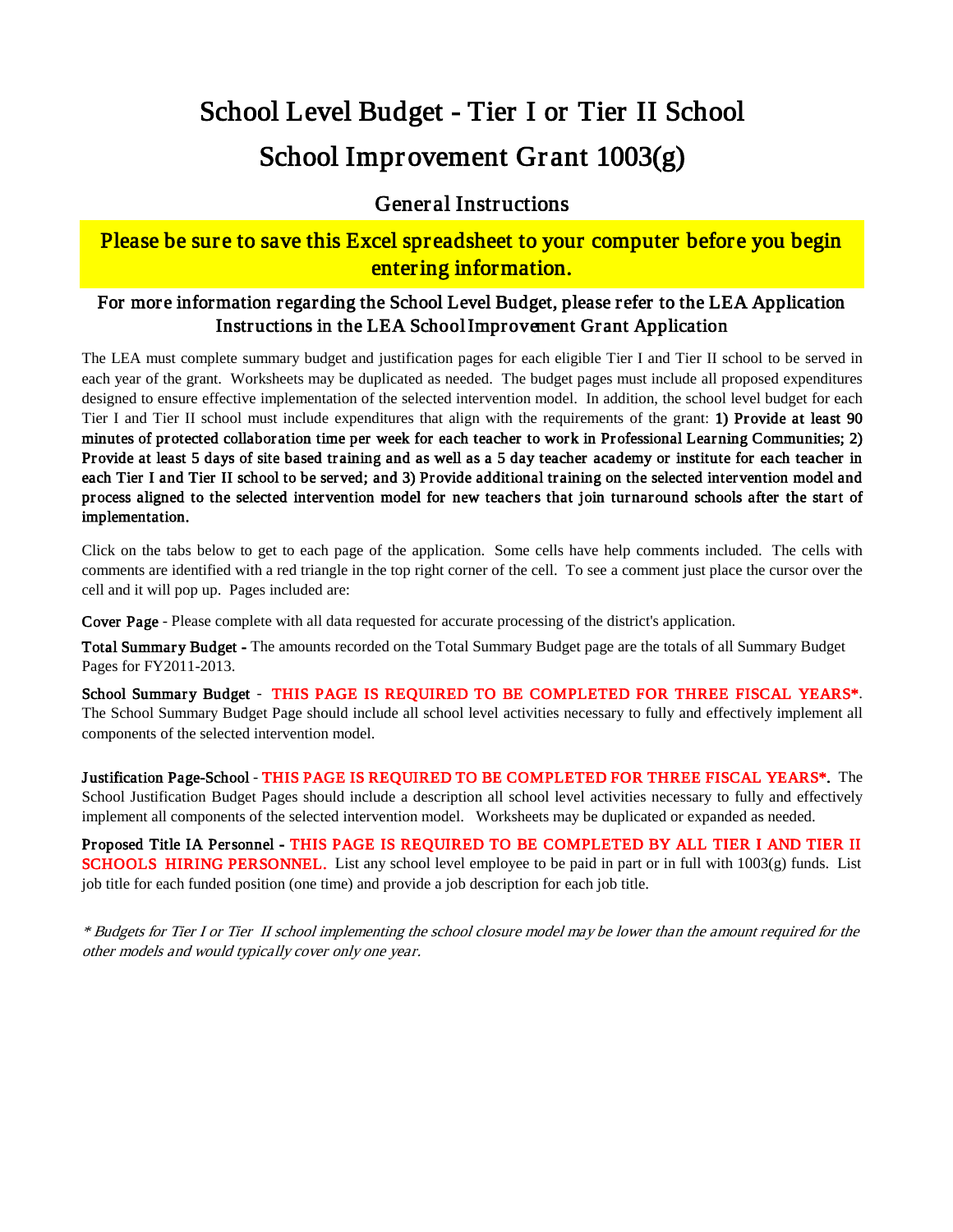// School Level Budget - Tier I or Tier II School

# School Improvement Grant 1003(g)

## General Instructions

**Please be sure to save this Excel spreadsheet to your computer before you begin entering information.**

**For more information regarding the School Level Budget, please refer to the LEA Application Instructions in the LEA School Improvement Grant Application**

The LEA must complete summary budget and justification pages for each eligible Tier I and Tier II school to be served in each year of the grant. Worksheets may be duplicated as needed. The budget pages must include all proposed expenditures designed to ensure effective implementation of the selected intervention model. In addition, the school level budget for each Tier I and Tier II school must include expenditures that align with the requirements of the grant: **1) Provide at least 90 minutes of protected collaboration time per week for each teacher to work in Professional Learning Communities; 2) Provide at least 5 days of site based training and as well as a 5 day teacher academy or institute for each teacher in each Tier I and Tier II school to be served; and 3) Provide additional training on the selected intervention model and process aligned to the selected intervention model for new teachers that join turnaround schools after the start of implementation.**

Click on the tabs below to get to each page of the application. Some cells have help comments included. The cells with comments are identified with a red triangle in the top right corner of the cell. To see a comment just place the cursor over the cell and it will pop up. Pages included are:

**Cover Page** - Please complete with all data requested for accurate processing of the district's application.

**Total Summary Budget -** The amounts recorded on the Total Summary Budget page are the totals of all Summary Budget Pages for FY2011-2013.

**School Summary Budget** - **THIS PAGE IS REQUIRED TO BE COMPLETED FOR THREE FISCAL YEARS***. The School Summary Budget Page should include all school level activities necessary to fully and effectively implement all components of the selected intervention model.

**Justification Page-School** - **THIS PAGE IS REQUIRED TO BE COMPLETED FOR THREE FISCAL YEARS*.** The School Justification Budget Pages should include a description all school level activities necessary to fully and effectively implement all components of the selected intervention model. Worksheets may be duplicated or expanded as needed.

**Proposed Title IA Personnel - THIS PAGE IS REQUIRED TO BE COMPLETED BY ALL TIER I AND TIER II SCHOOLS HIRING PERSONNEL.** List any school level employee to be paid in part or in full with 1003(g) funds. List job title for each funded position (one time) and provide a job description for each job title.

*\* Budgets for Tier I or Tier II school implementing the school closure model may be lower than the amount required for the other models and would typically cover only one year.*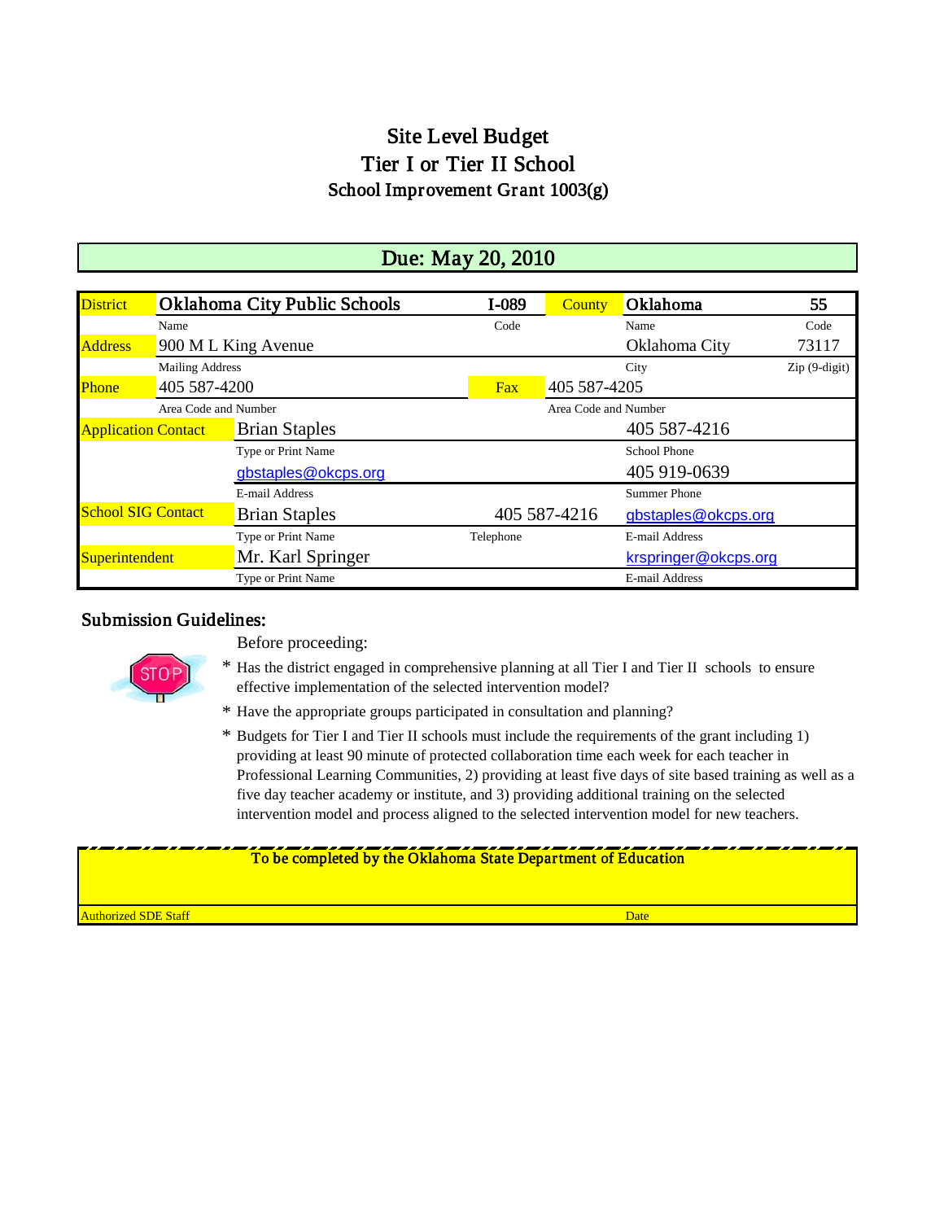# Site Level Budget
# Tier I or Tier II School
## School Improvement Grant 1003(g)

**Due: May 20, 2010**

| | | | | | |
|---|---|---|---|---|---|
| District | Oklahoma City Public Schools | I-089 | County | Oklahoma | 55 |
| | Name | Code | | Name | Code |
| Address | 900 M L King Avenue | | | Oklahoma City | 73117 |
| | Mailing Address | | | City | Zip (9-digit) |
| Phone | 405 587-4200 | Fax | 405 587-4205 | | |
| | Area Code and Number | | Area Code and Number | | |
| Application Contact | Brian Staples | | | 405 587-4216 | |
| | Type or Print Name | | | School Phone | |
| | gbstaples@okcps.org | | | 405 919-0639 | |
| | E-mail Address | | | Summer Phone | |
| School SIG Contact | Brian Staples | 405 587-4216 | | gbstaples@okcps.org | |
| | Type or Print Name | Telephone | | E-mail Address | |
| Superintendent | Mr. Karl Springer | | | krspringer@okcps.org | |
| | Type or Print Name | | | E-mail Address | |

## Submission Guidelines:

STOP

Before proceeding:

* Has the district engaged in comprehensive planning at all Tier I and Tier II schools to ensure effective implementation of the selected intervention model?
* Have the appropriate groups participated in consultation and planning?
* Budgets for Tier I and Tier II schools must include the requirements of the grant including 1) providing at least 90 minute of protected collaboration time each week for each teacher in Professional Learning Communities, 2) providing at least five days of site based training as well as a five day teacher academy or institute, and 3) providing additional training on the selected intervention model and process aligned to the selected intervention model for new teachers.

**To be completed by the Oklahoma State Department of Education**

Authorized SDE Staff | Date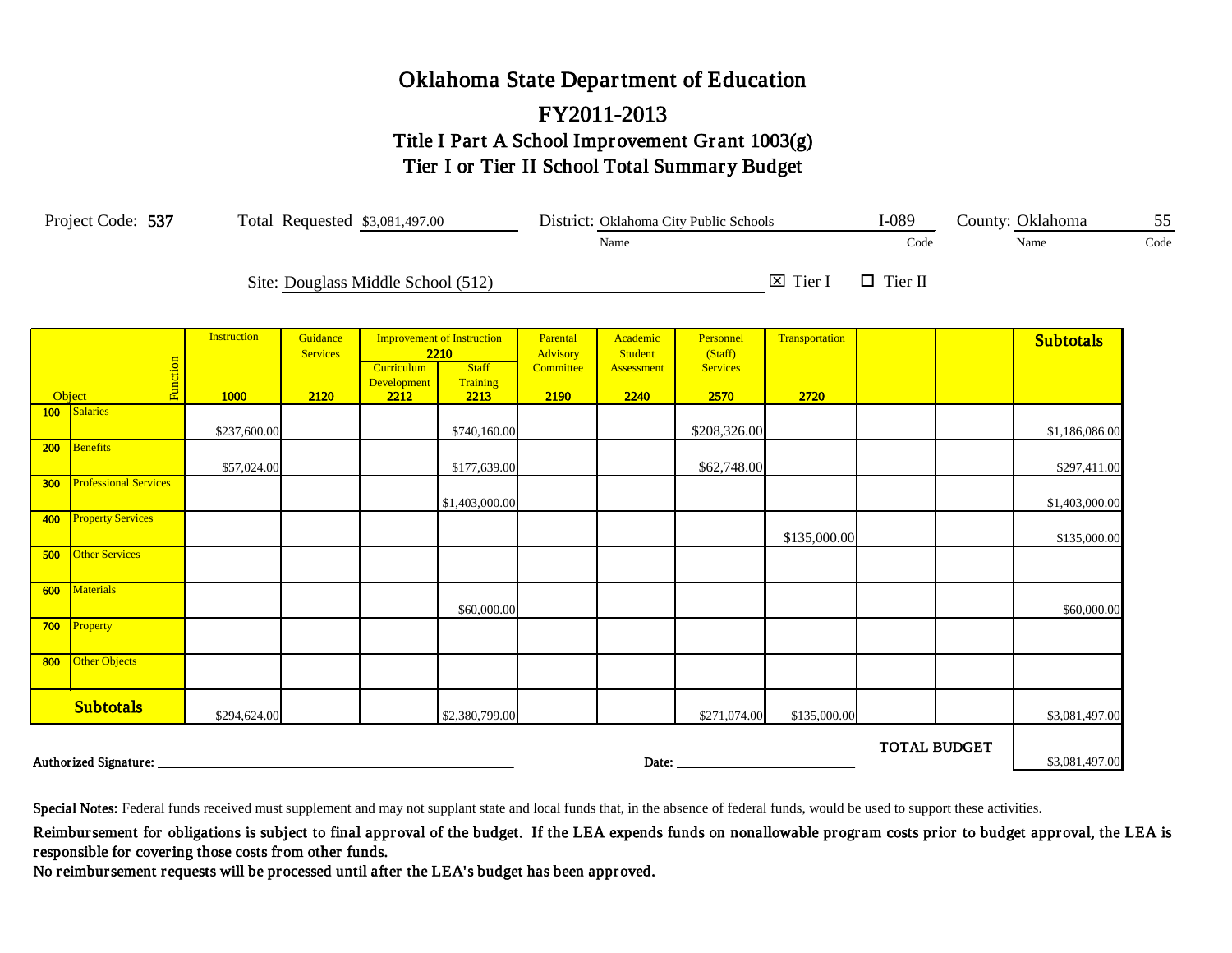# Oklahoma State Department of Education

## FY2011-2013

### Title I Part A School Improvement Grant 1003(g)

### Tier I or Tier II School Total Summary Budget

Project Code: **537** Total Requested: $3,081,497.00 District: Oklahoma City Public Schools (Name) I-089 (Code) County: Oklahoma (Name) 55 (Code)

Site: Douglass Middle School (512) ☒ Tier I ☐ Tier II

| Object / Function | | Instruction 1000 | Guidance Services 2120 | Improvement of Instruction 2210 — Curriculum Development 2212 | Improvement of Instruction 2210 — Staff Training 2213 | Parental Advisory Committee 2190 | Academic Student Assessment 2240 | Personnel (Staff) Services 2570 | Transportation 2720 | | | Subtotals |
|---|---|---|---|---|---|---|---|---|---|---|---|---|
| 100 | Salaries | $237,600.00 | | | $740,160.00 | | | $208,326.00 | | | | $1,186,086.00 |
| 200 | Benefits | $57,024.00 | | | $177,639.00 | | | $62,748.00 | | | | $297,411.00 |
| 300 | Professional Services | | | | $1,403,000.00 | | | | | | | $1,403,000.00 |
| 400 | Property Services | | | | | | | | $135,000.00 | | | $135,000.00 |
| 500 | Other Services | | | | | | | | | | | |
| 600 | Materials | | | | $60,000.00 | | | | | | | $60,000.00 |
| 700 | Property | | | | | | | | | | | |
| 800 | Other Objects | | | | | | | | | | | |
| **Subtotals** | | $294,624.00 | | | $2,380,799.00 | | | $271,074.00 | $135,000.00 | | | $3,081,497.00 |

**TOTAL BUDGET** $3,081,497.00

**Authorized Signature:** ______________________ **Date:** ______________________

**Special Notes:** Federal funds received must supplement and may not supplant state and local funds that, in the absence of federal funds, would be used to support these activities.

**Reimbursement for obligations is subject to final approval of the budget. If the LEA expends funds on nonallowable program costs prior to budget approval, the LEA is responsible for covering those costs from other funds.**

**No reimbursement requests will be processed until after the LEA's budget has been approved.**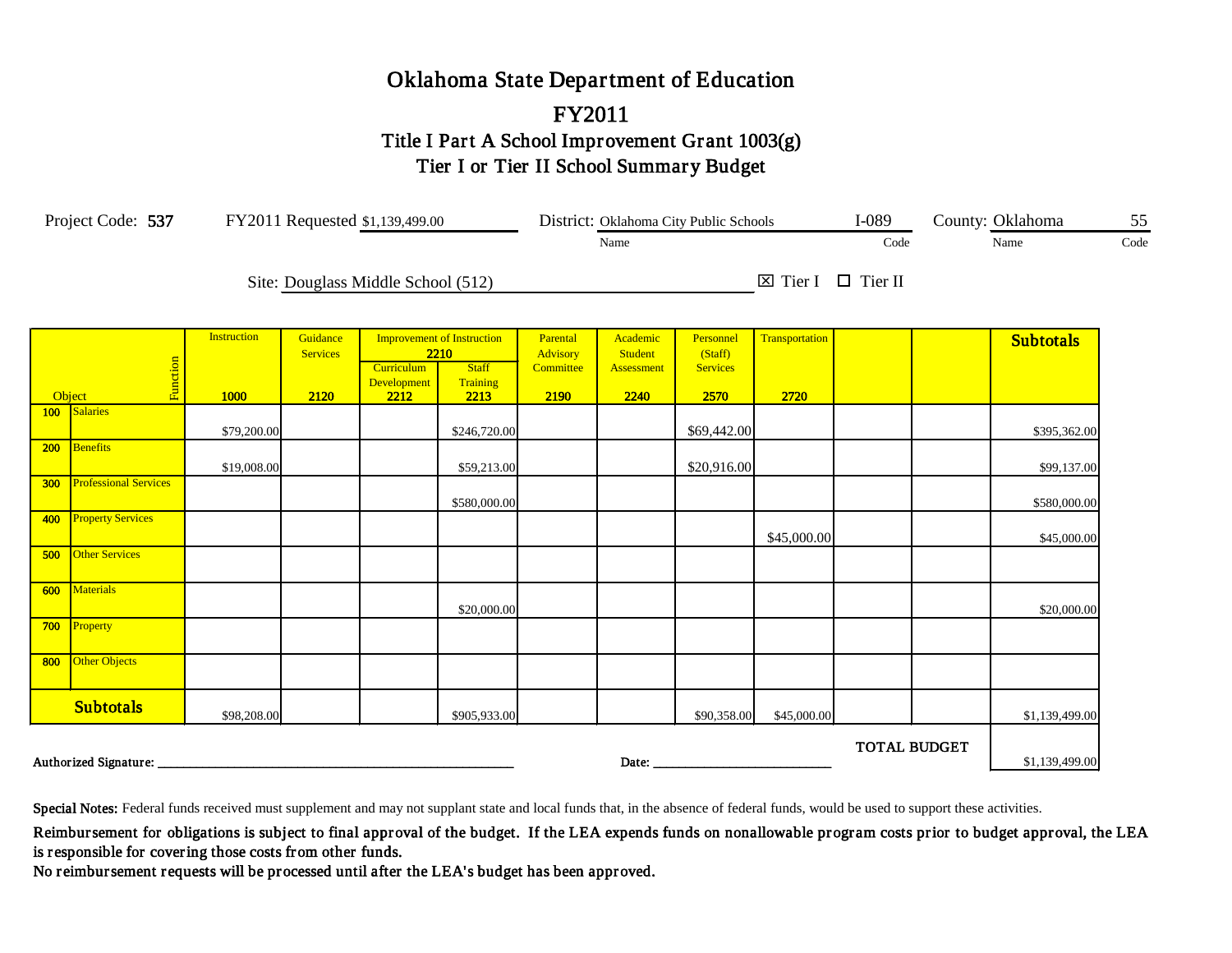# Oklahoma State Department of Education

## FY2011

### Title I Part A School Improvement Grant 1003(g)

### Tier I or Tier II School Summary Budget

Project Code: **537** FY2011 Requested $1,139,499.00 District: Oklahoma City Public Schools (Name) I-089 (Code) County: Oklahoma (Name) 55 (Code)

Site: Douglass Middle School (512) ☒ Tier I ☐ Tier II

| Object / Function | | Instruction 1000 | Guidance Services 2120 | Improvement of Instruction 2210 — Curriculum Development 2212 | Improvement of Instruction 2210 — Staff Training 2213 | Parental Advisory Committee 2190 | Academic Student Assessment 2240 | Personnel (Staff) Services 2570 | Transportation 2720 | | | Subtotals |
|---|---|---|---|---|---|---|---|---|---|---|---|---|
| 100 | Salaries | $79,200.00 | | | $246,720.00 | | | $69,442.00 | | | | $395,362.00 |
| 200 | Benefits | $19,008.00 | | | $59,213.00 | | | $20,916.00 | | | | $99,137.00 |
| 300 | Professional Services | | | | $580,000.00 | | | | | | | $580,000.00 |
| 400 | Property Services | | | | | | | | $45,000.00 | | | $45,000.00 |
| 500 | Other Services | | | | | | | | | | | |
| 600 | Materials | | | | $20,000.00 | | | | | | | $20,000.00 |
| 700 | Property | | | | | | | | | | | |
| 800 | Other Objects | | | | | | | | | | | |
| **Subtotals** | | $98,208.00 | | | $905,933.00 | | | $90,358.00 | $45,000.00 | | | $1,139,499.00 |

**TOTAL BUDGET** $1,139,499.00

Authorized Signature: ______________________________ Date: ____________________

**Special Notes:** Federal funds received must supplement and may not supplant state and local funds that, in the absence of federal funds, would be used to support these activities.

Reimbursement for obligations is subject to final approval of the budget. If the LEA expends funds on nonallowable program costs prior to budget approval, the LEA is responsible for covering those costs from other funds.

No reimbursement requests will be processed until after the LEA's budget has been approved.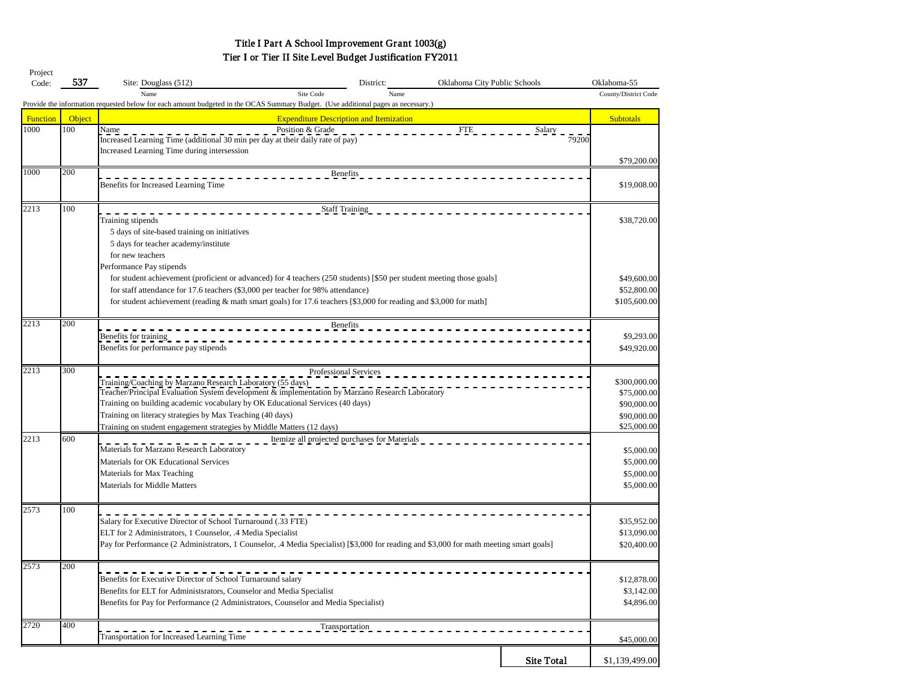# Title I Part A School Improvement Grant 1003(g)

## Tier I or Tier II Site Level Budget Justification FY2011

Project Code: **537** | Site: Douglass (512) | District: Oklahoma City Public Schools | Oklahoma-55

Name | Site Code | Name | County/District Code

Provide the information requested below for each amount budgeted in the OCAS Summary Budget. (Use additional pages as necessary.)

| Function | Object | Expenditure Description and Itemization | Subtotals |
|---|---|---|---|
| 1000 | 100 | Name — Position & Grade — FTE — Salary | |
| | | Increased Learning Time (additional 30 min per day at their daily rate of pay) 79200 | |
| | | Increased Learning Time during intersession | $79,200.00 |
| 1000 | 200 | Benefits | |
| | | Benefits for Increased Learning Time | $19,008.00 |
| 2213 | 100 | Staff Training | |
| | | Training stipends | $38,720.00 |
| | | 5 days of site-based training on initiatives | |
| | | 5 days for teacher academy/institute | |
| | | for new teachers | |
| | | Performance Pay stipends | |
| | | for student achievement (proficient or advanced) for 4 teachers (250 students) [$50 per student meeting those goals] | $49,600.00 |
| | | for staff attendance for 17.6 teachers ($3,000 per teacher for 98% attendance) | $52,800.00 |
| | | for student achievement (reading & math smart goals) for 17.6 teachers [$3,000 for reading and $3,000 for math] | $105,600.00 |
| 2213 | 200 | Benefits | |
| | | Benefits for training | $9,293.00 |
| | | Benefits for performance pay stipends | $49,920.00 |
| 2213 | 300 | Professional Services | |
| | | Training/Coaching by Marzano Research Laboratory (55 days) | $300,000.00 |
| | | Teacher/Principal Evaluation System development & implementation by Marzano Research Laboratory | $75,000.00 |
| | | Training on building academic vocabulary by OK Educational Services (40 days) | $90,000.00 |
| | | Training on literacy strategies by Max Teaching (40 days) | $90,000.00 |
| | | Training on student engagement strategies by Middle Matters (12 days) | $25,000.00 |
| 2213 | 600 | Itemize all projected purchases for Materials | |
| | | Materials for Marzano Research Laboratory | $5,000.00 |
| | | Materials for OK Educational Services | $5,000.00 |
| | | Materials for Max Teaching | $5,000.00 |
| | | Materials for Middle Matters | $5,000.00 |
| 2573 | 100 | | |
| | | Salary for Executive Director of School Turnaround (.33 FTE) | $35,952.00 |
| | | ELT for 2 Administrators, 1 Counselor, .4 Media Specialist | $13,090.00 |
| | | Pay for Performance (2 Administrators, 1 Counselor, .4 Media Specialist) [$3,000 for reading and $3,000 for math meeting smart goals] | $20,400.00 |
| 2573 | 200 | | |
| | | Benefits for Executive Director of School Turnaround salary | $12,878.00 |
| | | Benefits for ELT for Administsrators, Counselor and Media Specialist | $3,142.00 |
| | | Benefits for Pay for Performance (2 Administrators, Counselor and Media Specialist) | $4,896.00 |
| 2720 | 400 | Transportation | |
| | | Transportation for Increased Learning Time | $45,000.00 |
| | | **Site Total** | $1,139,499.00 |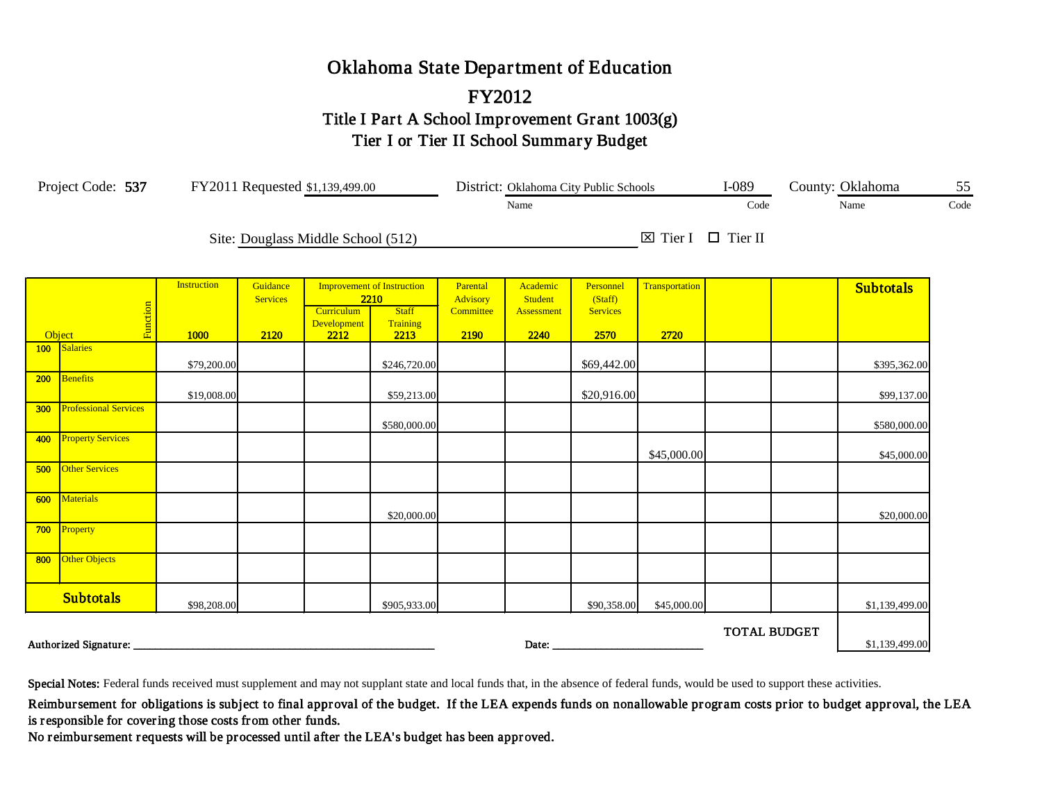# Oklahoma State Department of Education

## FY2012

### Title I Part A School Improvement Grant 1003(g)

### Tier I or Tier II School Summary Budget

Project Code: **537** FY2011 Requested $1,139,499.00 District: Oklahoma City Public Schools (Name) I-089 (Code) County: Oklahoma (Name) 55 (Code)

Site: Douglass Middle School (512) ☒ Tier I ☐ Tier II

| Object | | Instruction 1000 | Guidance Services 2120 | Improvement of Instruction 2210 — Curriculum Development 2212 | Improvement of Instruction 2210 — Staff Training 2213 | Parental Advisory Committee 2190 | Academic Student Assessment 2240 | Personnel (Staff) Services 2570 | Transportation 2720 | | | Subtotals |
|---|---|---|---|---|---|---|---|---|---|---|---|---|
| 100 | Salaries | $79,200.00 | | | $246,720.00 | | | $69,442.00 | | | | $395,362.00 |
| 200 | Benefits | $19,008.00 | | | $59,213.00 | | | $20,916.00 | | | | $99,137.00 |
| 300 | Professional Services | | | | $580,000.00 | | | | | | | $580,000.00 |
| 400 | Property Services | | | | | | | | $45,000.00 | | | $45,000.00 |
| 500 | Other Services | | | | | | | | | | | |
| 600 | Materials | | | | $20,000.00 | | | | | | | $20,000.00 |
| 700 | Property | | | | | | | | | | | |
| 800 | Other Objects | | | | | | | | | | | |
| **Subtotals** | | $98,208.00 | | | $905,933.00 | | | $90,358.00 | $45,000.00 | | | $1,139,499.00 |

**TOTAL BUDGET** $1,139,499.00

**Authorized Signature:** ______________________ **Date:** ______________________

**Special Notes:** Federal funds received must supplement and may not supplant state and local funds that, in the absence of federal funds, would be used to support these activities.

Reimbursement for obligations is subject to final approval of the budget. If the LEA expends funds on nonallowable program costs prior to budget approval, the LEA is responsible for covering those costs from other funds.

No reimbursement requests will be processed until after the LEA's budget has been approved.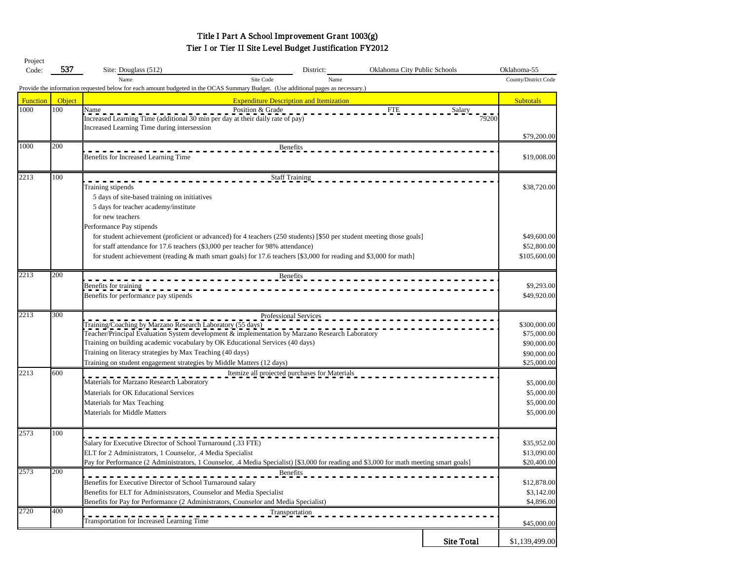# Title I Part A School Improvement Grant 1003(g)

## Tier I or Tier II Site Level Budget Justification FY2012

Project Code: **537**  Site: Douglass (512)  District: Oklahoma City Public Schools  Oklahoma-55

(Name / Site Code / Name / County/District Code)

Provide the information requested below for each amount budgeted in the OCAS Summary Budget. (Use additional pages as necessary.)

| Function | Object | Expenditure Description and Itemization | Subtotals |
|---|---|---|---|
| 1000 | 100 | Name — Position & Grade — FTE — Salary | |
| | | Increased Learning Time (additional 30 min per day at their daily rate of pay) 79200 | |
| | | Increased Learning Time during intersession | $79,200.00 |
| 1000 | 200 | Benefits | |
| | | Benefits for Increased Learning Time | $19,008.00 |
| 2213 | 100 | Staff Training | |
| | | Training stipends | $38,720.00 |
| | | 5 days of site-based training on initiatives | |
| | | 5 days for teacher academy/institute | |
| | | for new teachers | |
| | | Performance Pay stipends | |
| | | for student achievement (proficient or advanced) for 4 teachers (250 students) [$50 per student meeting those goals] | $49,600.00 |
| | | for staff attendance for 17.6 teachers ($3,000 per teacher for 98% attendance) | $52,800.00 |
| | | for student achievement (reading & math smart goals) for 17.6 teachers [$3,000 for reading and $3,000 for math] | $105,600.00 |
| 2213 | 200 | Benefits | |
| | | Benefits for training | $9,293.00 |
| | | Benefits for performance pay stipends | $49,920.00 |
| 2213 | 300 | Professional Services | |
| | | Training/Coaching by Marzano Research Laboratory (55 days) | $300,000.00 |
| | | Teacher/Principal Evaluation System development & implementation by Marzano Research Laboratory | $75,000.00 |
| | | Training on building academic vocabulary by OK Educational Services (40 days) | $90,000.00 |
| | | Training on literacy strategies by Max Teaching (40 days) | $90,000.00 |
| | | Training on student engagement strategies by Middle Matters (12 days) | $25,000.00 |
| 2213 | 600 | Itemize all projected purchases for Materials | |
| | | Materials for Marzano Research Laboratory | $5,000.00 |
| | | Materials for OK Educational Services | $5,000.00 |
| | | Materials for Max Teaching | $5,000.00 |
| | | Materials for Middle Matters | $5,000.00 |
| 2573 | 100 | | |
| | | Salary for Executive Director of School Turnaround (.33 FTE) | $35,952.00 |
| | | ELT for 2 Administrators, 1 Counselor, .4 Media Specialist | $13,090.00 |
| | | Pay for Performance (2 Administrators, 1 Counselor, .4 Media Specialist) [$3,000 for reading and $3,000 for math meeting smart goals] | $20,400.00 |
| 2573 | 200 | Benefits | |
| | | Benefits for Executive Director of School Turnaround salary | $12,878.00 |
| | | Benefits for ELT for Administsrators, Counselor and Media Specialist | $3,142.00 |
| | | Benefits for Pay for Performance (2 Administrators, Counselor and Media Specialist) | $4,896.00 |
| 2720 | 400 | Transportation | |
| | | Transportation for Increased Learning Time | $45,000.00 |
| | | **Site Total** | $1,139,499.00 |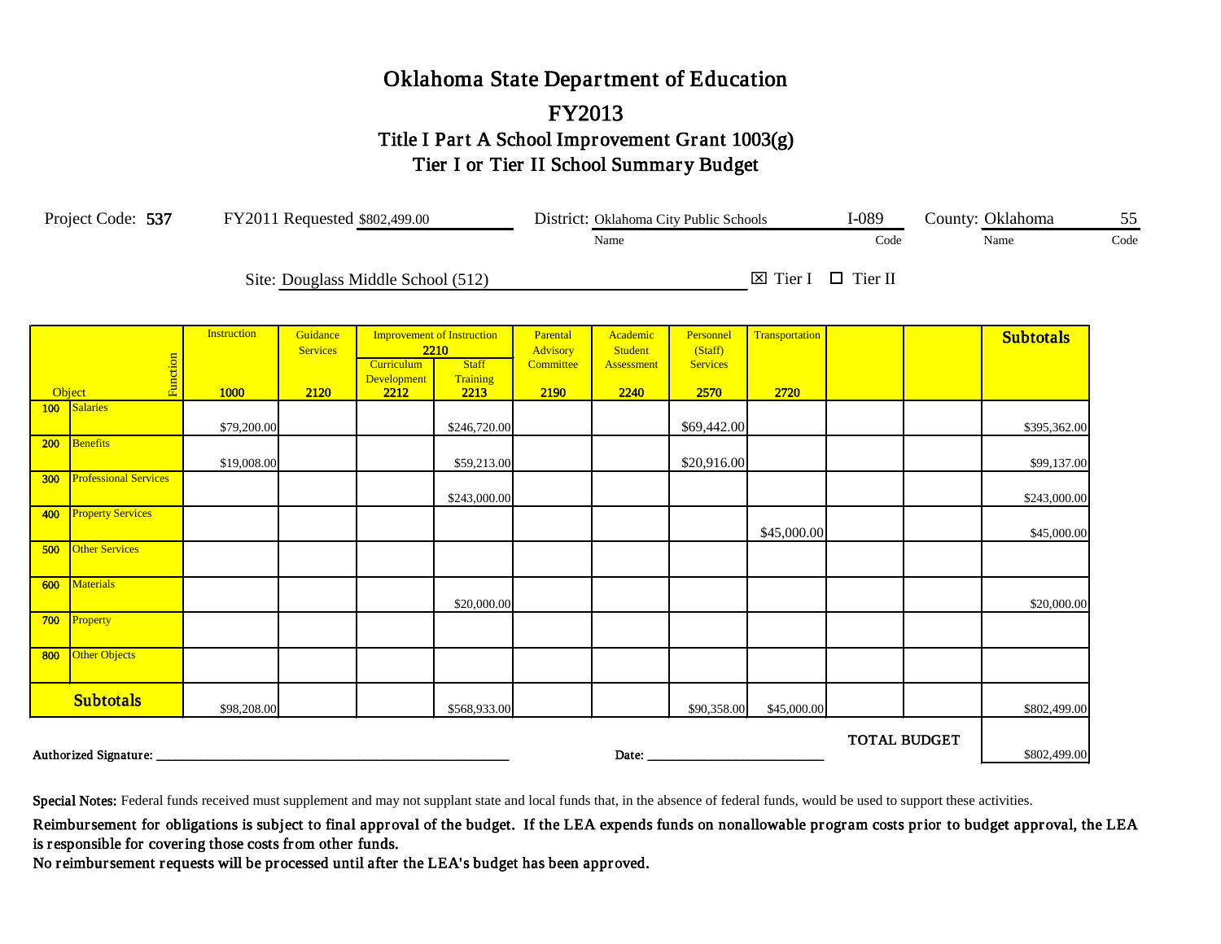# Oklahoma State Department of Education

## FY2013

### Title I Part A School Improvement Grant 1003(g)
### Tier I or Tier II School Summary Budget

Project Code: **537** FY2011 Requested $802,499.00 District: Oklahoma City Public Schools (Name) I-089 (Code) County: Oklahoma (Name) 55 (Code)

Site: Douglass Middle School (512) ☒ Tier I ☐ Tier II

| Object / Function | Instruction 1000 | Guidance Services 2120 | Improvement of Instruction 2210 — Curriculum Development 2212 | Improvement of Instruction 2210 — Staff Training 2213 | Parental Advisory Committee 2190 | Academic Student Assessment 2240 | Personnel (Staff) Services 2570 | Transportation 2720 | | | Subtotals |
|---|---|---|---|---|---|---|---|---|---|---|---|
| 100 Salaries | $79,200.00 | | | $246,720.00 | | | $69,442.00 | | | | $395,362.00 |
| 200 Benefits | $19,008.00 | | | $59,213.00 | | | $20,916.00 | | | | $99,137.00 |
| 300 Professional Services | | | | $243,000.00 | | | | | | | $243,000.00 |
| 400 Property Services | | | | | | | | $45,000.00 | | | $45,000.00 |
| 500 Other Services | | | | | | | | | | | |
| 600 Materials | | | | $20,000.00 | | | | | | | $20,000.00 |
| 700 Property | | | | | | | | | | | |
| 800 Other Objects | | | | | | | | | | | |
| **Subtotals** | $98,208.00 | | | $568,933.00 | | | $90,358.00 | $45,000.00 | | | $802,499.00 |

**TOTAL BUDGET** $802,499.00

Authorized Signature: ______________________________ Date: ____________________

**Special Notes:** Federal funds received must supplement and may not supplant state and local funds that, in the absence of federal funds, would be used to support these activities.

Reimbursement for obligations is subject to final approval of the budget. If the LEA expends funds on nonallowable program costs prior to budget approval, the LEA is responsible for covering those costs from other funds.

No reimbursement requests will be processed until after the LEA's budget has been approved.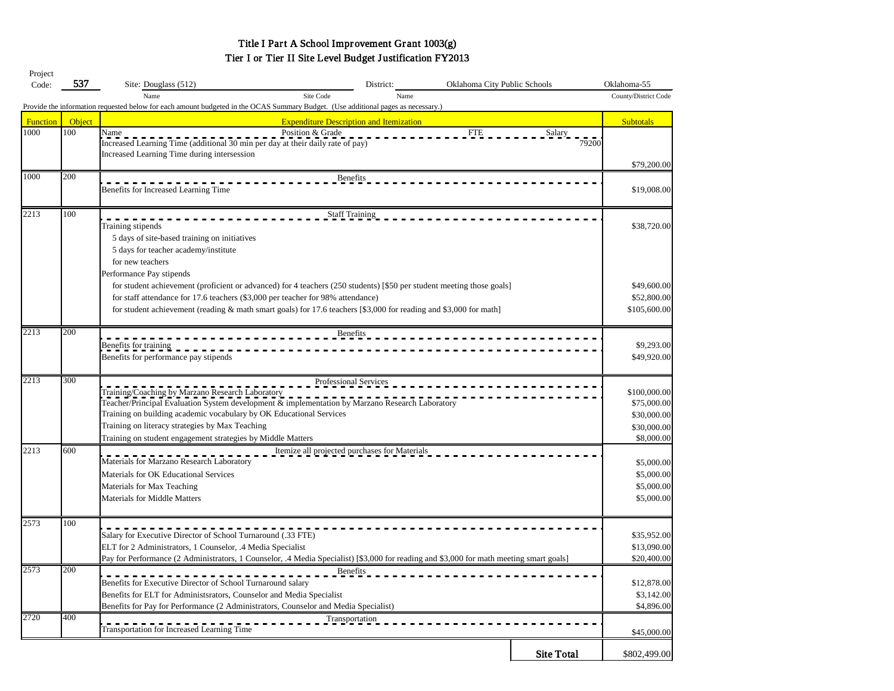# Title I Part A School Improvement Grant 1003(g)

## Tier I or Tier II Site Level Budget Justification FY2013

Project Code: **537** Site: Douglass (512) District: Oklahoma City Public Schools Oklahoma-55

(Name / Site Code / Name / County/District Code)

Provide the information requested below for each amount budgeted in the OCAS Summary Budget. (Use additional pages as necessary.)

| Function | Object | Expenditure Description and Itemization | Subtotals |
|---|---|---|---|
| 1000 | 100 | Name — Position & Grade — FTE — Salary | |
| | | Increased Learning Time (additional 30 min per day at their daily rate of pay) 79200 | |
| | | Increased Learning Time during intersession | $79,200.00 |
| 1000 | 200 | Benefits | |
| | | Benefits for Increased Learning Time | $19,008.00 |
| 2213 | 100 | Staff Training | |
| | | Training stipends | $38,720.00 |
| | | 5 days of site-based training on initiatives | |
| | | 5 days for teacher academy/institute | |
| | | for new teachers | |
| | | Performance Pay stipends | |
| | | for student achievement (proficient or advanced) for 4 teachers (250 students) [$50 per student meeting those goals] | $49,600.00 |
| | | for staff attendance for 17.6 teachers ($3,000 per teacher for 98% attendance) | $52,800.00 |
| | | for student achievement (reading & math smart goals) for 17.6 teachers [$3,000 for reading and $3,000 for math] | $105,600.00 |
| 2213 | 200 | Benefits | |
| | | Benefits for training | $9,293.00 |
| | | Benefits for performance pay stipends | $49,920.00 |
| 2213 | 300 | Professional Services | |
| | | Training/Coaching by Marzano Research Laboratory | $100,000.00 |
| | | Teacher/Principal Evaluation System development & implementation by Marzano Research Laboratory | $75,000.00 |
| | | Training on building academic vocabulary by OK Educational Services | $30,000.00 |
| | | Training on literacy strategies by Max Teaching | $30,000.00 |
| | | Training on student engagement strategies by Middle Matters | $8,000.00 |
| 2213 | 600 | Itemize all projected purchases for Materials | |
| | | Materials for Marzano Research Laboratory | $5,000.00 |
| | | Materials for OK Educational Services | $5,000.00 |
| | | Materials for Max Teaching | $5,000.00 |
| | | Materials for Middle Matters | $5,000.00 |
| 2573 | 100 | | |
| | | Salary for Executive Director of School Turnaround (.33 FTE) | $35,952.00 |
| | | ELT for 2 Administrators, 1 Counselor, .4 Media Specialist | $13,090.00 |
| | | Pay for Performance (2 Administrators, 1 Counselor, .4 Media Specialist) [$3,000 for reading and $3,000 for math meeting smart goals] | $20,400.00 |
| 2573 | 200 | Benefits | |
| | | Benefits for Executive Director of School Turnaround salary | $12,878.00 |
| | | Benefits for ELT for Administsrators, Counselor and Media Specialist | $3,142.00 |
| | | Benefits for Pay for Performance (2 Administrators, Counselor and Media Specialist) | $4,896.00 |
| 2720 | 400 | Transportation | |
| | | Transportation for Increased Learning Time | $45,000.00 |
| | | **Site Total** | $802,499.00 |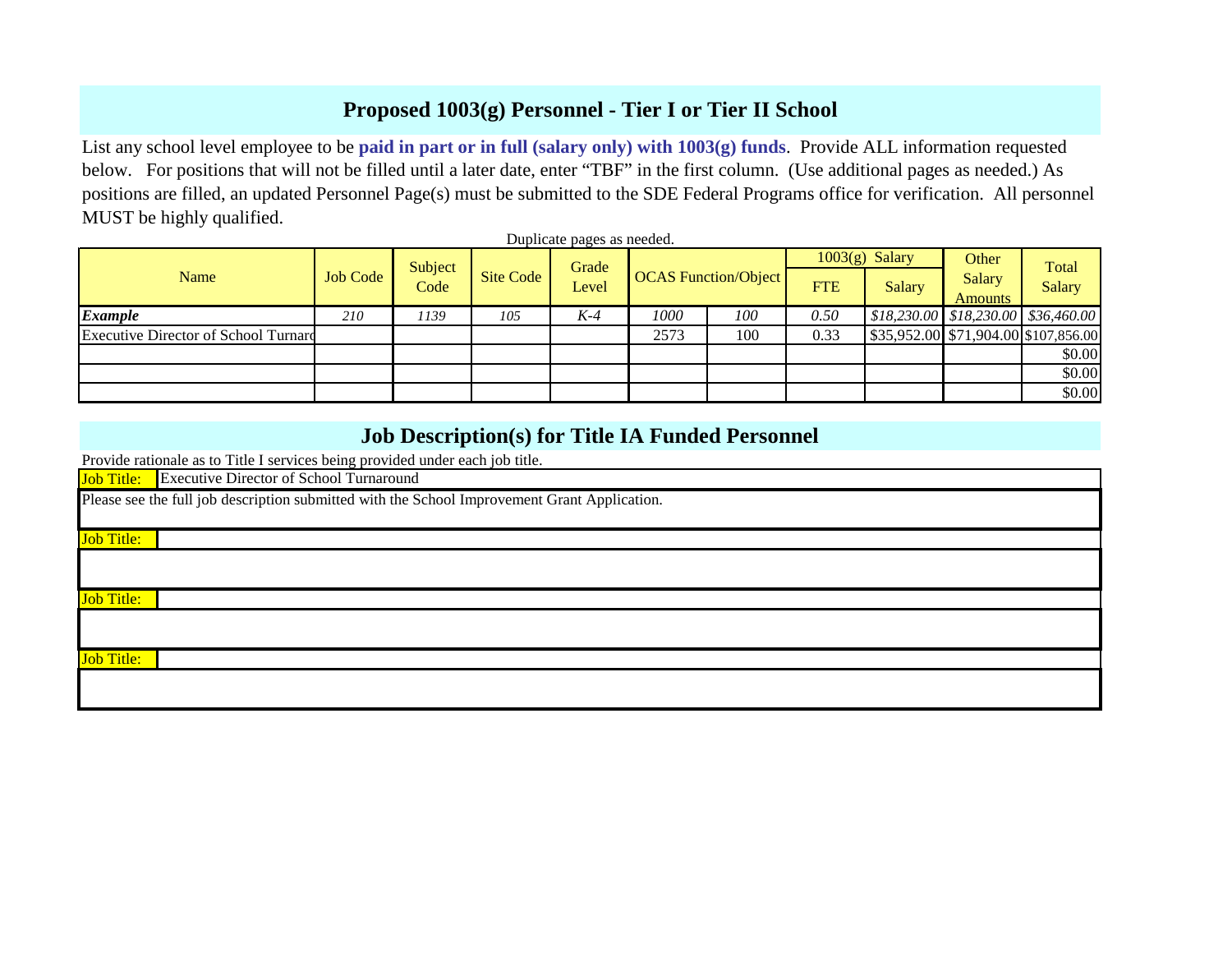## Proposed 1003(g) Personnel - Tier I or Tier II School

List any school level employee to be **paid in part or in full (salary only) with 1003(g) funds**. Provide ALL information requested below. For positions that will not be filled until a later date, enter "TBF" in the first column. (Use additional pages as needed.) As positions are filled, an updated Personnel Page(s) must be submitted to the SDE Federal Programs office for verification. All personnel MUST be highly qualified.

Duplicate pages as needed.

| Name | Job Code | Subject Code | Site Code | Grade Level | OCAS Function/Object | | 1003(g) Salary | | Other Salary Amounts | Total Salary |
|---|---|---|---|---|---|---|---|---|---|---|
| | | | | | | | FTE | Salary | | |
| ***Example*** | *210* | *1139* | *105* | *K-4* | *1000* | *100* | *0.50* | *$18,230.00* | *$18,230.00* | *$36,460.00* |
| Executive Director of School Turnard | | | | | 2573 | 100 | 0.33 | $35,952.00 | $71,904.00 | $107,856.00 |
| | | | | | | | | | | $0.00 |
| | | | | | | | | | | $0.00 |
| | | | | | | | | | | $0.00 |

## Job Description(s) for Title IA Funded Personnel

Provide rationale as to Title I services being provided under each job title.

Job Title: Executive Director of School Turnaround

Please see the full job description submitted with the School Improvement Grant Application.

Job Title:

Job Title:

Job Title: